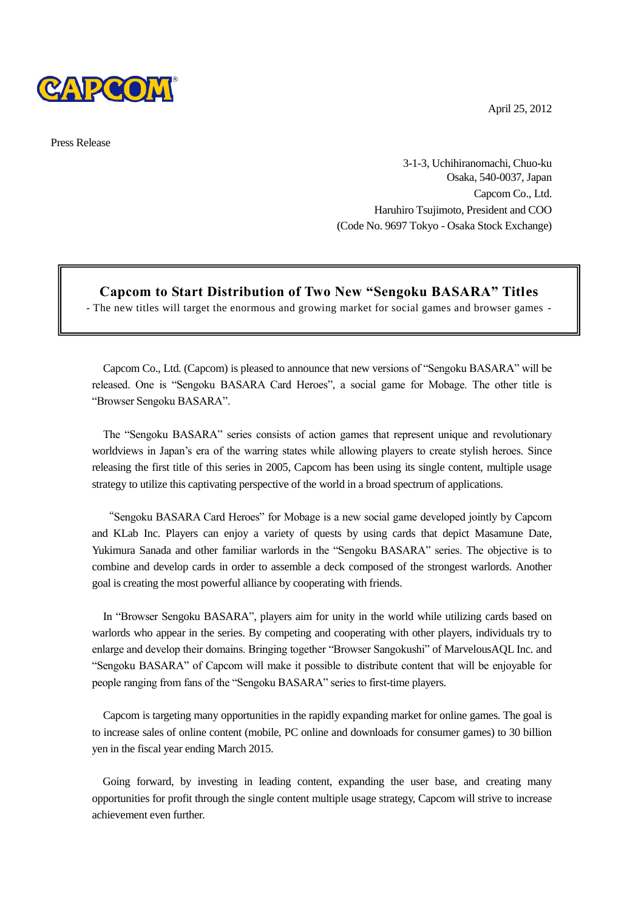CAPCOM

April 25, 2012

Press Release

3-1-3, Uchihiranomachi, Chuo-ku
Osaka, 540-0037, Japan
Capcom Co., Ltd.
Haruhiro Tsujimoto, President and COO
(Code No. 9697 Tokyo - Osaka Stock Exchange)

# Capcom to Start Distribution of Two New "Sengoku BASARA" Titles

- The new titles will target the enormous and growing market for social games and browser games -

Capcom Co., Ltd. (Capcom) is pleased to announce that new versions of "Sengoku BASARA" will be released. One is "Sengoku BASARA Card Heroes", a social game for Mobage. The other title is "Browser Sengoku BASARA".

The "Sengoku BASARA" series consists of action games that represent unique and revolutionary worldviews in Japan's era of the warring states while allowing players to create stylish heroes. Since releasing the first title of this series in 2005, Capcom has been using its single content, multiple usage strategy to utilize this captivating perspective of the world in a broad spectrum of applications.

"Sengoku BASARA Card Heroes" for Mobage is a new social game developed jointly by Capcom and KLab Inc. Players can enjoy a variety of quests by using cards that depict Masamune Date, Yukimura Sanada and other familiar warlords in the "Sengoku BASARA" series. The objective is to combine and develop cards in order to assemble a deck composed of the strongest warlords. Another goal is creating the most powerful alliance by cooperating with friends.

In "Browser Sengoku BASARA", players aim for unity in the world while utilizing cards based on warlords who appear in the series. By competing and cooperating with other players, individuals try to enlarge and develop their domains. Bringing together "Browser Sangokushi" of MarvelousAQL Inc. and "Sengoku BASARA" of Capcom will make it possible to distribute content that will be enjoyable for people ranging from fans of the "Sengoku BASARA" series to first-time players.

Capcom is targeting many opportunities in the rapidly expanding market for online games. The goal is to increase sales of online content (mobile, PC online and downloads for consumer games) to 30 billion yen in the fiscal year ending March 2015.

Going forward, by investing in leading content, expanding the user base, and creating many opportunities for profit through the single content multiple usage strategy, Capcom will strive to increase achievement even further.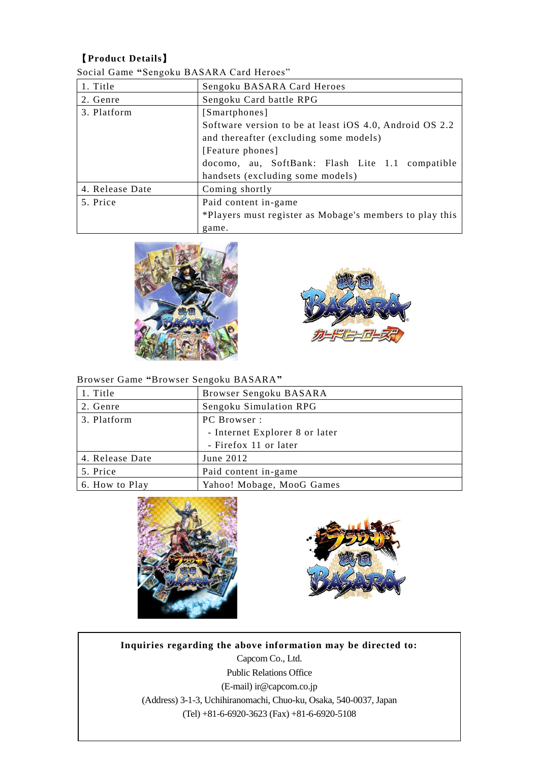## 【Product Details】

Social Game "Sengoku BASARA Card Heroes"

| | |
|---|---|
| 1. Title | Sengoku BASARA Card Heroes |
| 2. Genre | Sengoku Card battle RPG |
| 3. Platform | [Smartphones]<br>Software version to be at least iOS 4.0, Android OS 2.2 and thereafter (excluding some models)<br>[Feature phones]<br>docomo, au, SoftBank: Flash Lite 1.1 compatible handsets (excluding some models) |
| 4. Release Date | Coming shortly |
| 5. Price | Paid content in-game<br>*Players must register as Mobage's members to play this game. |

Browser Game "Browser Sengoku BASARA"

| | |
|---|---|
| 1. Title | Browser Sengoku BASARA |
| 2. Genre | Sengoku Simulation RPG |
| 3. Platform | PC Browser :<br>- Internet Explorer 8 or later<br>- Firefox 11 or later |
| 4. Release Date | June 2012 |
| 5. Price | Paid content in-game |
| 6. How to Play | Yahoo! Mobage, MooG Games |

**Inquiries regarding the above information may be directed to:**

Capcom Co., Ltd.

Public Relations Office

(E-mail) ir@capcom.co.jp

(Address) 3-1-3, Uchihiranomachi, Chuo-ku, Osaka, 540-0037, Japan

(Tel) +81-6-6920-3623 (Fax) +81-6-6920-5108